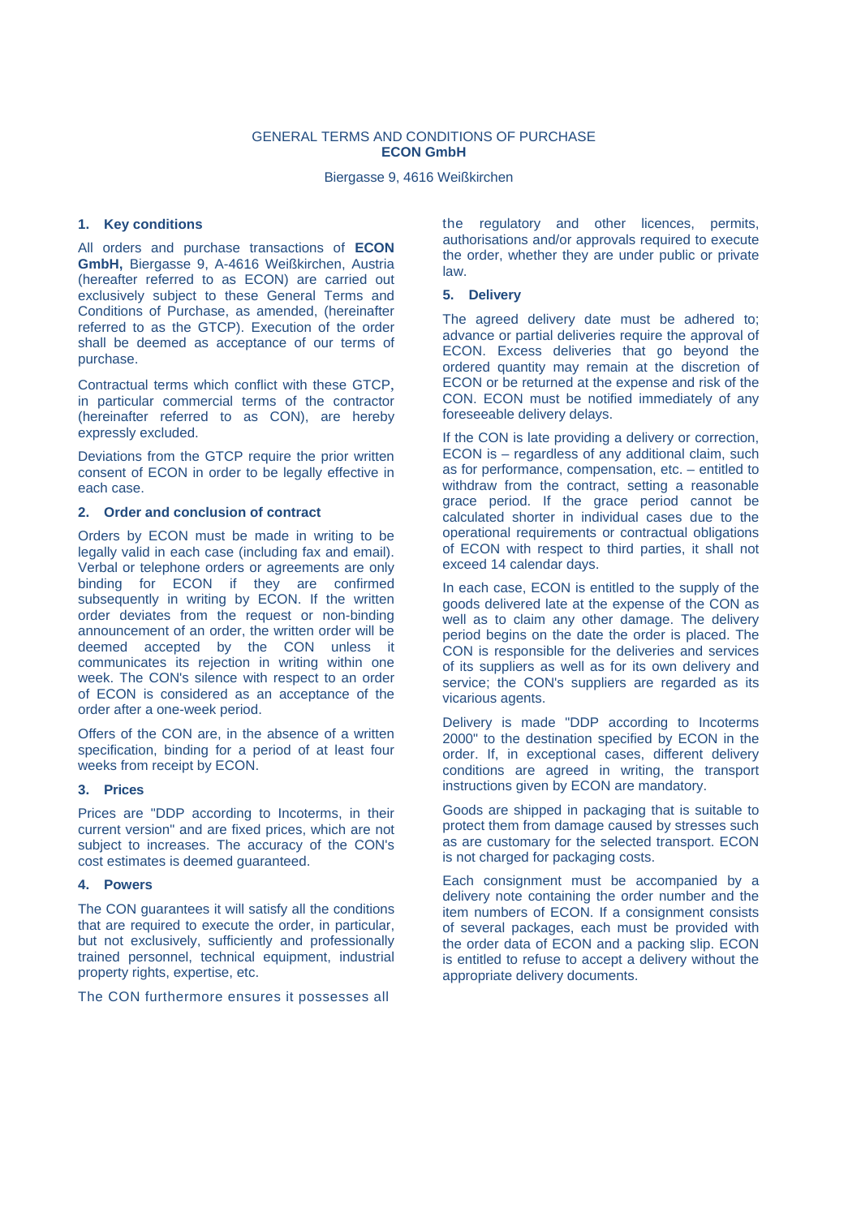GENERAL TERMS AND CONDITIONS OF PURCHASE
**ECON GmbH**

Biergasse 9, 4616 Weißkirchen

## 1. Key conditions

All orders and purchase transactions of **ECON GmbH,** Biergasse 9, A-4616 Weißkirchen, Austria (hereafter referred to as ECON) are carried out exclusively subject to these General Terms and Conditions of Purchase, as amended, (hereinafter referred to as the GTCP). Execution of the order shall be deemed as acceptance of our terms of purchase.

Contractual terms which conflict with these GTCP, in particular commercial terms of the contractor (hereinafter referred to as CON), are hereby expressly excluded.

Deviations from the GTCP require the prior written consent of ECON in order to be legally effective in each case.

## 2. Order and conclusion of contract

Orders by ECON must be made in writing to be legally valid in each case (including fax and email). Verbal or telephone orders or agreements are only binding for ECON if they are confirmed subsequently in writing by ECON. If the written order deviates from the request or non-binding announcement of an order, the written order will be deemed accepted by the CON unless it communicates its rejection in writing within one week. The CON's silence with respect to an order of ECON is considered as an acceptance of the order after a one-week period.

Offers of the CON are, in the absence of a written specification, binding for a period of at least four weeks from receipt by ECON.

## 3. Prices

Prices are "DDP according to Incoterms, in their current version" and are fixed prices, which are not subject to increases. The accuracy of the CON's cost estimates is deemed guaranteed.

## 4. Powers

The CON guarantees it will satisfy all the conditions that are required to execute the order, in particular, but not exclusively, sufficiently and professionally trained personnel, technical equipment, industrial property rights, expertise, etc.

The CON furthermore ensures it possesses all the regulatory and other licences, permits, authorisations and/or approvals required to execute the order, whether they are under public or private law.

## 5. Delivery

The agreed delivery date must be adhered to; advance or partial deliveries require the approval of ECON. Excess deliveries that go beyond the ordered quantity may remain at the discretion of ECON or be returned at the expense and risk of the CON. ECON must be notified immediately of any foreseeable delivery delays.

If the CON is late providing a delivery or correction, ECON is – regardless of any additional claim, such as for performance, compensation, etc. – entitled to withdraw from the contract, setting a reasonable grace period. If the grace period cannot be calculated shorter in individual cases due to the operational requirements or contractual obligations of ECON with respect to third parties, it shall not exceed 14 calendar days.

In each case, ECON is entitled to the supply of the goods delivered late at the expense of the CON as well as to claim any other damage. The delivery period begins on the date the order is placed. The CON is responsible for the deliveries and services of its suppliers as well as for its own delivery and service; the CON's suppliers are regarded as its vicarious agents.

Delivery is made "DDP according to Incoterms 2000" to the destination specified by ECON in the order. If, in exceptional cases, different delivery conditions are agreed in writing, the transport instructions given by ECON are mandatory.

Goods are shipped in packaging that is suitable to protect them from damage caused by stresses such as are customary for the selected transport. ECON is not charged for packaging costs.

Each consignment must be accompanied by a delivery note containing the order number and the item numbers of ECON. If a consignment consists of several packages, each must be provided with the order data of ECON and a packing slip. ECON is entitled to refuse to accept a delivery without the appropriate delivery documents.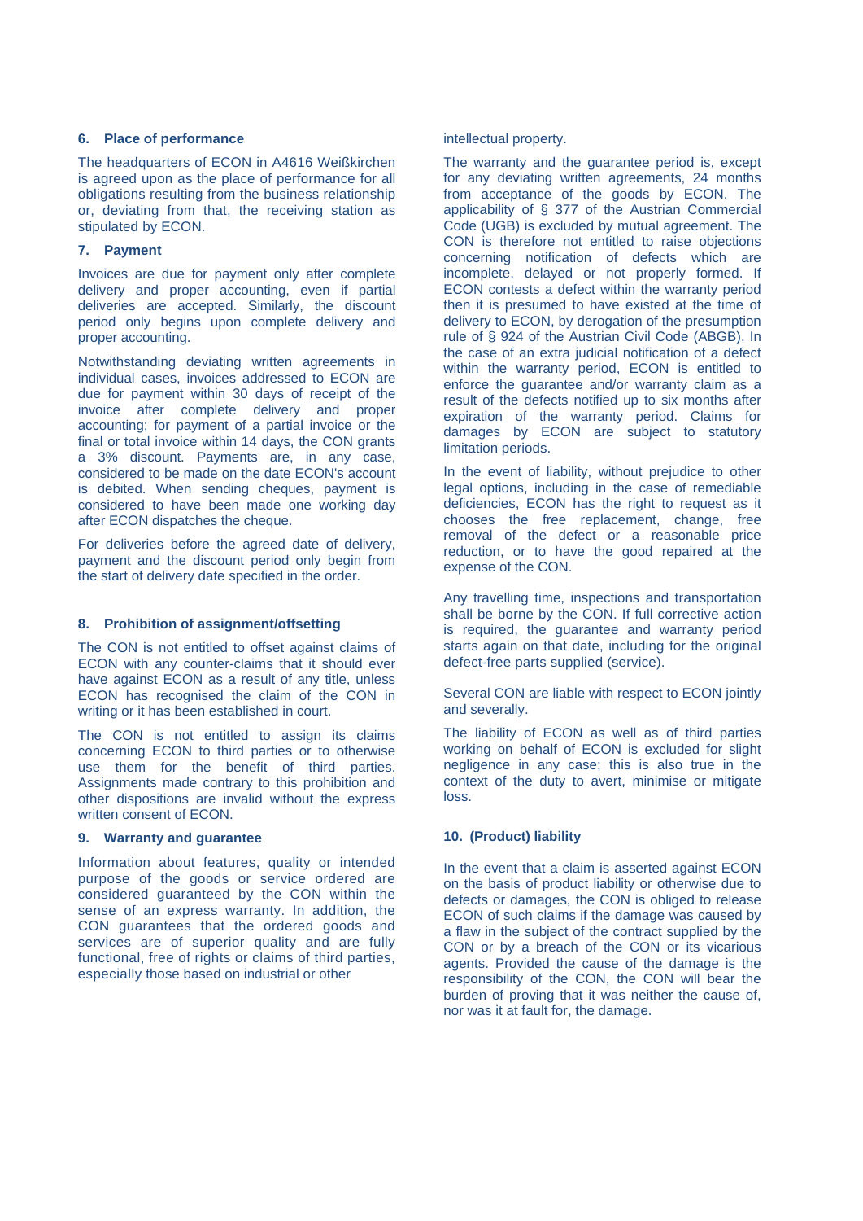## 6. Place of performance

The headquarters of ECON in A4616 Weißkirchen is agreed upon as the place of performance for all obligations resulting from the business relationship or, deviating from that, the receiving station as stipulated by ECON.

## 7. Payment

Invoices are due for payment only after complete delivery and proper accounting, even if partial deliveries are accepted. Similarly, the discount period only begins upon complete delivery and proper accounting.

Notwithstanding deviating written agreements in individual cases, invoices addressed to ECON are due for payment within 30 days of receipt of the invoice after complete delivery and proper accounting; for payment of a partial invoice or the final or total invoice within 14 days, the CON grants a 3% discount. Payments are, in any case, considered to be made on the date ECON's account is debited. When sending cheques, payment is considered to have been made one working day after ECON dispatches the cheque.

For deliveries before the agreed date of delivery, payment and the discount period only begin from the start of delivery date specified in the order.

## 8. Prohibition of assignment/offsetting

The CON is not entitled to offset against claims of ECON with any counter-claims that it should ever have against ECON as a result of any title, unless ECON has recognised the claim of the CON in writing or it has been established in court.

The CON is not entitled to assign its claims concerning ECON to third parties or to otherwise use them for the benefit of third parties. Assignments made contrary to this prohibition and other dispositions are invalid without the express written consent of ECON.

## 9. Warranty and guarantee

Information about features, quality or intended purpose of the goods or service ordered are considered guaranteed by the CON within the sense of an express warranty. In addition, the CON guarantees that the ordered goods and services are of superior quality and are fully functional, free of rights or claims of third parties, especially those based on industrial or other intellectual property.

The warranty and the guarantee period is, except for any deviating written agreements, 24 months from acceptance of the goods by ECON. The applicability of § 377 of the Austrian Commercial Code (UGB) is excluded by mutual agreement. The CON is therefore not entitled to raise objections concerning notification of defects which are incomplete, delayed or not properly formed. If ECON contests a defect within the warranty period then it is presumed to have existed at the time of delivery to ECON, by derogation of the presumption rule of § 924 of the Austrian Civil Code (ABGB). In the case of an extra judicial notification of a defect within the warranty period, ECON is entitled to enforce the guarantee and/or warranty claim as a result of the defects notified up to six months after expiration of the warranty period. Claims for damages by ECON are subject to statutory limitation periods.

In the event of liability, without prejudice to other legal options, including in the case of remediable deficiencies, ECON has the right to request as it chooses the free replacement, change, free removal of the defect or a reasonable price reduction, or to have the good repaired at the expense of the CON.

Any travelling time, inspections and transportation shall be borne by the CON. If full corrective action is required, the guarantee and warranty period starts again on that date, including for the original defect-free parts supplied (service).

Several CON are liable with respect to ECON jointly and severally.

The liability of ECON as well as of third parties working on behalf of ECON is excluded for slight negligence in any case; this is also true in the context of the duty to avert, minimise or mitigate loss.

## 10. (Product) liability

In the event that a claim is asserted against ECON on the basis of product liability or otherwise due to defects or damages, the CON is obliged to release ECON of such claims if the damage was caused by a flaw in the subject of the contract supplied by the CON or by a breach of the CON or its vicarious agents. Provided the cause of the damage is the responsibility of the CON, the CON will bear the burden of proving that it was neither the cause of, nor was it at fault for, the damage.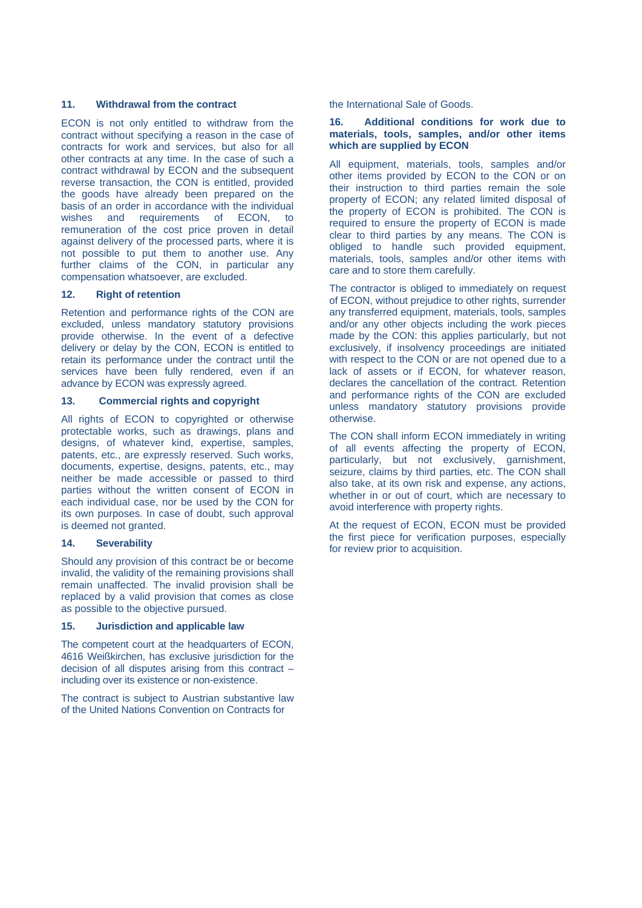## 11. Withdrawal from the contract

ECON is not only entitled to withdraw from the contract without specifying a reason in the case of contracts for work and services, but also for all other contracts at any time. In the case of such a contract withdrawal by ECON and the subsequent reverse transaction, the CON is entitled, provided the goods have already been prepared on the basis of an order in accordance with the individual wishes and requirements of ECON, to remuneration of the cost price proven in detail against delivery of the processed parts, where it is not possible to put them to another use. Any further claims of the CON, in particular any compensation whatsoever, are excluded.

## 12. Right of retention

Retention and performance rights of the CON are excluded, unless mandatory statutory provisions provide otherwise. In the event of a defective delivery or delay by the CON, ECON is entitled to retain its performance under the contract until the services have been fully rendered, even if an advance by ECON was expressly agreed.

## 13. Commercial rights and copyright

All rights of ECON to copyrighted or otherwise protectable works, such as drawings, plans and designs, of whatever kind, expertise, samples, patents, etc., are expressly reserved. Such works, documents, expertise, designs, patents, etc., may neither be made accessible or passed to third parties without the written consent of ECON in each individual case, nor be used by the CON for its own purposes. In case of doubt, such approval is deemed not granted.

## 14. Severability

Should any provision of this contract be or become invalid, the validity of the remaining provisions shall remain unaffected. The invalid provision shall be replaced by a valid provision that comes as close as possible to the objective pursued.

## 15. Jurisdiction and applicable law

The competent court at the headquarters of ECON, 4616 Weißkirchen, has exclusive jurisdiction for the decision of all disputes arising from this contract – including over its existence or non-existence.

The contract is subject to Austrian substantive law of the United Nations Convention on Contracts for the International Sale of Goods.

## 16. Additional conditions for work due to materials, tools, samples, and/or other items which are supplied by ECON

All equipment, materials, tools, samples and/or other items provided by ECON to the CON or on their instruction to third parties remain the sole property of ECON; any related limited disposal of the property of ECON is prohibited. The CON is required to ensure the property of ECON is made clear to third parties by any means. The CON is obliged to handle such provided equipment, materials, tools, samples and/or other items with care and to store them carefully.

The contractor is obliged to immediately on request of ECON, without prejudice to other rights, surrender any transferred equipment, materials, tools, samples and/or any other objects including the work pieces made by the CON: this applies particularly, but not exclusively, if insolvency proceedings are initiated with respect to the CON or are not opened due to a lack of assets or if ECON, for whatever reason, declares the cancellation of the contract. Retention and performance rights of the CON are excluded unless mandatory statutory provisions provide otherwise.

The CON shall inform ECON immediately in writing of all events affecting the property of ECON, particularly, but not exclusively, garnishment, seizure, claims by third parties, etc. The CON shall also take, at its own risk and expense, any actions, whether in or out of court, which are necessary to avoid interference with property rights.

At the request of ECON, ECON must be provided the first piece for verification purposes, especially for review prior to acquisition.